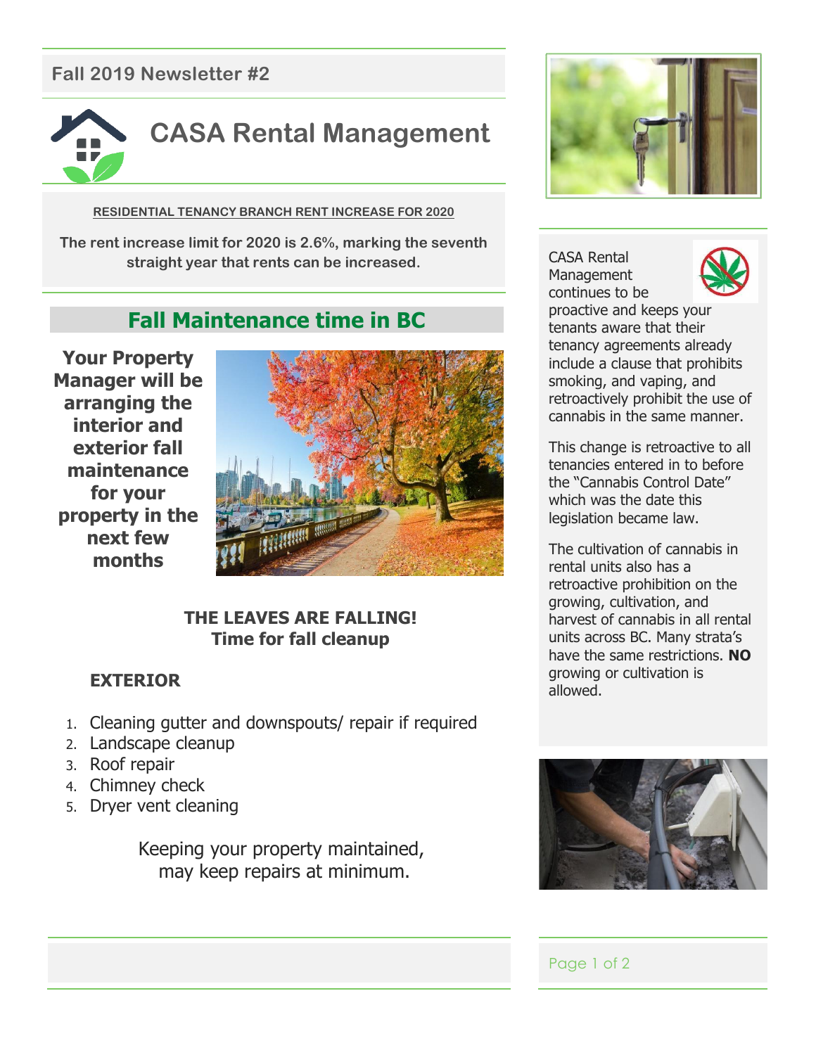Fall 2019 Newsletter #2

# CASA Rental Management

**RESIDENTIAL TENANCY BRANCH RENT INCREASE FOR 2020**

**The rent increase limit for 2020 is 2.6%, marking the seventh straight year that rents can be increased.**

## Fall Maintenance time in BC

**Your Property Manager will be arranging the interior and exterior fall maintenance for your property in the next few months**

**THE LEAVES ARE FALLING!**
**Time for fall cleanup**

**EXTERIOR**

1. Cleaning gutter and downspouts/ repair if required
2. Landscape cleanup
3. Roof repair
4. Chimney check
5. Dryer vent cleaning

Keeping your property maintained, may keep repairs at minimum.

CASA Rental Management continues to be proactive and keeps your tenants aware that their tenancy agreements already include a clause that prohibits smoking, and vaping, and retroactively prohibit the use of cannabis in the same manner.

This change is retroactive to all tenancies entered in to before the "Cannabis Control Date" which was the date this legislation became law.

The cultivation of cannabis in rental units also has a retroactive prohibition on the growing, cultivation, and harvest of cannabis in all rental units across BC. Many strata's have the same restrictions. **NO** growing or cultivation is allowed.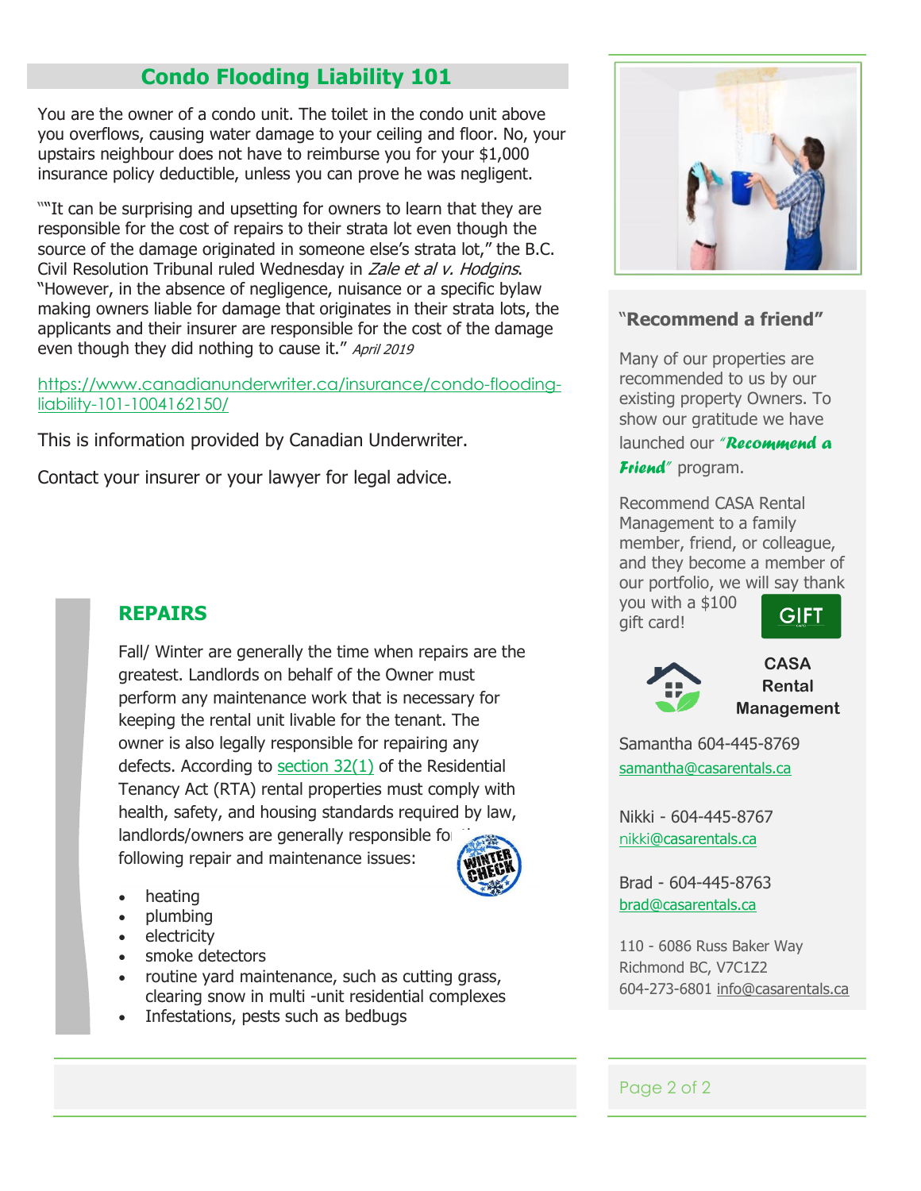## Condo Flooding Liability 101

You are the owner of a condo unit. The toilet in the condo unit above you overflows, causing water damage to your ceiling and floor. No, your upstairs neighbour does not have to reimburse you for your $1,000 insurance policy deductible, unless you can prove he was negligent.

""It can be surprising and upsetting for owners to learn that they are responsible for the cost of repairs to their strata lot even though the source of the damage originated in someone else's strata lot," the B.C. Civil Resolution Tribunal ruled Wednesday in *Zale et al v. Hodgins*. "However, in the absence of negligence, nuisance or a specific bylaw making owners liable for damage that originates in their strata lots, the applicants and their insurer are responsible for the cost of the damage even though they did nothing to cause it." *April 2019*

https://www.canadianunderwriter.ca/insurance/condo-flooding-liability-101-1004162150/

This is information provided by Canadian Underwriter.

Contact your insurer or your lawyer for legal advice.

## REPAIRS

Fall/ Winter are generally the time when repairs are the greatest. Landlords on behalf of the Owner must perform any maintenance work that is necessary for keeping the rental unit livable for the tenant. The owner is also legally responsible for repairing any defects. According to section 32(1) of the Residential Tenancy Act (RTA) rental properties must comply with health, safety, and housing standards required by law, landlords/owners are generally responsible for the following repair and maintenance issues:

- heating
- plumbing
- electricity
- smoke detectors
- routine yard maintenance, such as cutting grass, clearing snow in multi -unit residential complexes
- Infestations, pests such as bedbugs

### "Recommend a friend"

Many of our properties are recommended to us by our existing property Owners. To show our gratitude we have launched our "***Recommend a Friend***" program.

Recommend CASA Rental Management to a family member, friend, or colleague, and they become a member of our portfolio, we will say thank you with a $100 gift card!

**CASA Rental Management**

Samantha 604-445-8769
samantha@casarentals.ca

Nikki - 604-445-8767
nikki@casarentals.ca

Brad - 604-445-8763
brad@casarentals.ca

110 - 6086 Russ Baker Way
Richmond BC, V7C1Z2
604-273-6801 info@casarentals.ca